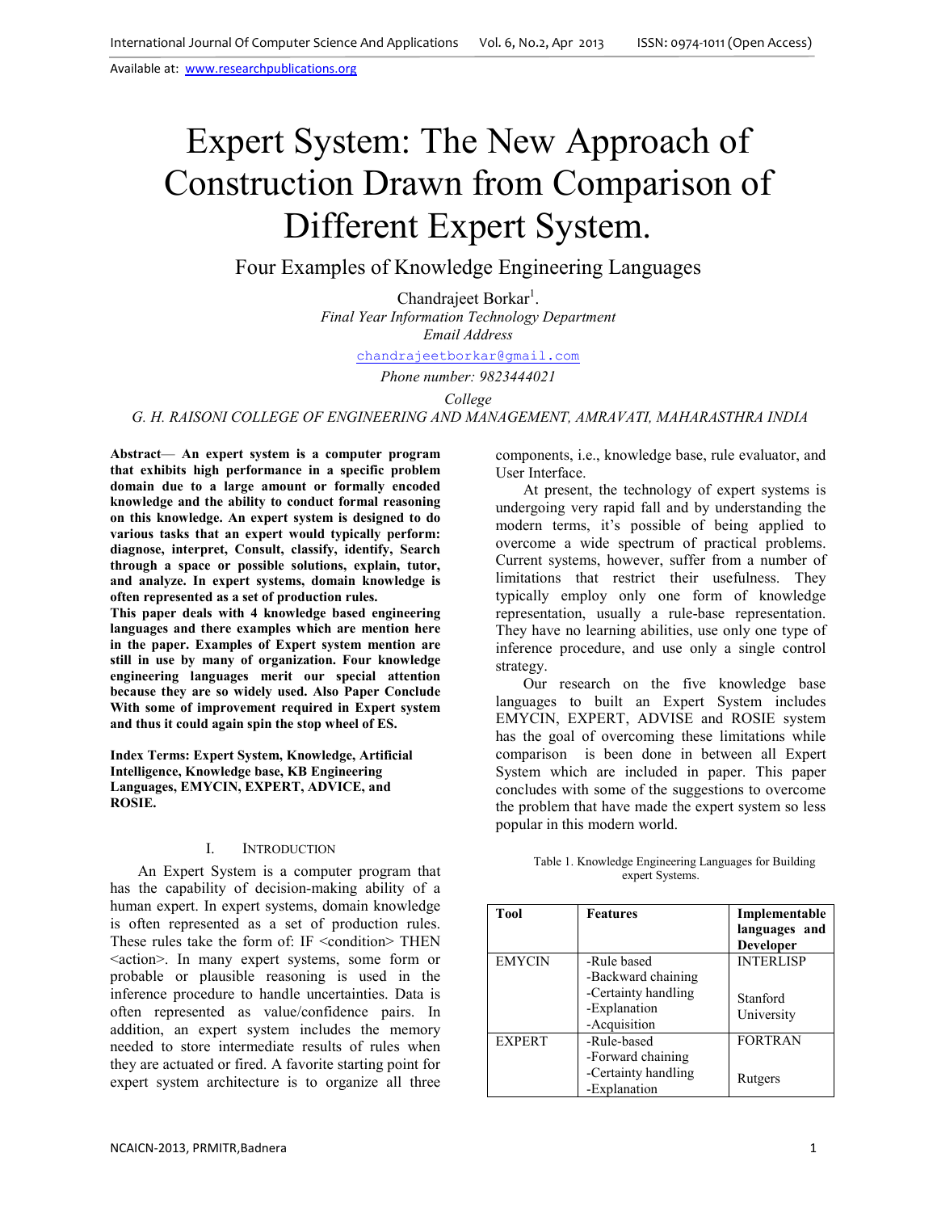Available at: www.researchpublications.org

# Expert System: The New Approach of Construction Drawn from Comparison of Different Expert System.

## Four Examples of Knowledge Engineering Languages

Chandrajeet Borkar[1].

*Final Year Information Technology Department*

*Email Address*

chandrajeetborkar@gmail.com

*Phone number: 9823444021*

*College*

*G. H. RAISONI COLLEGE OF ENGINEERING AND MANAGEMENT, AMRAVATI, MAHARASTHRA INDIA*

**Abstract— An expert system is a computer program that exhibits high performance in a specific problem domain due to a large amount or formally encoded knowledge and the ability to conduct formal reasoning on this knowledge. An expert system is designed to do various tasks that an expert would typically perform: diagnose, interpret, Consult, classify, identify, Search through a space or possible solutions, explain, tutor, and analyze. In expert systems, domain knowledge is often represented as a set of production rules.**

**This paper deals with 4 knowledge based engineering languages and there examples which are mention here in the paper. Examples of Expert system mention are still in use by many of organization. Four knowledge engineering languages merit our special attention because they are so widely used. Also Paper Conclude With some of improvement required in Expert system and thus it could again spin the stop wheel of ES.**

**Index Terms: Expert System, Knowledge, Artificial Intelligence, Knowledge base, KB Engineering Languages, EMYCIN, EXPERT, ADVICE, and ROSIE.**

## I. Introduction

An Expert System is a computer program that has the capability of decision-making ability of a human expert. In expert systems, domain knowledge is often represented as a set of production rules. These rules take the form of: IF <condition> THEN <action>. In many expert systems, some form or probable or plausible reasoning is used in the inference procedure to handle uncertainties. Data is often represented as value/confidence pairs. In addition, an expert system includes the memory needed to store intermediate results of rules when they are actuated or fired. A favorite starting point for expert system architecture is to organize all three components, i.e., knowledge base, rule evaluator, and User Interface.

At present, the technology of expert systems is undergoing very rapid fall and by understanding the modern terms, it's possible of being applied to overcome a wide spectrum of practical problems. Current systems, however, suffer from a number of limitations that restrict their usefulness. They typically employ only one form of knowledge representation, usually a rule-base representation. They have no learning abilities, use only one type of inference procedure, and use only a single control strategy.

Our research on the five knowledge base languages to built an Expert System includes EMYCIN, EXPERT, ADVISE and ROSIE system has the goal of overcoming these limitations while comparison is been done in between all Expert System which are included in paper. This paper concludes with some of the suggestions to overcome the problem that have made the expert system so less popular in this modern world.

Table 1. Knowledge Engineering Languages for Building expert Systems.

| Tool | Features | Implementable languages and Developer |
|---|---|---|
| EMYCIN | -Rule based<br>-Backward chaining<br>-Certainty handling<br>-Explanation<br>-Acquisition | INTERLISP<br><br>Stanford University |
| EXPERT | -Rule-based<br>-Forward chaining<br>-Certainty handling<br>-Explanation | FORTRAN<br><br>Rutgers |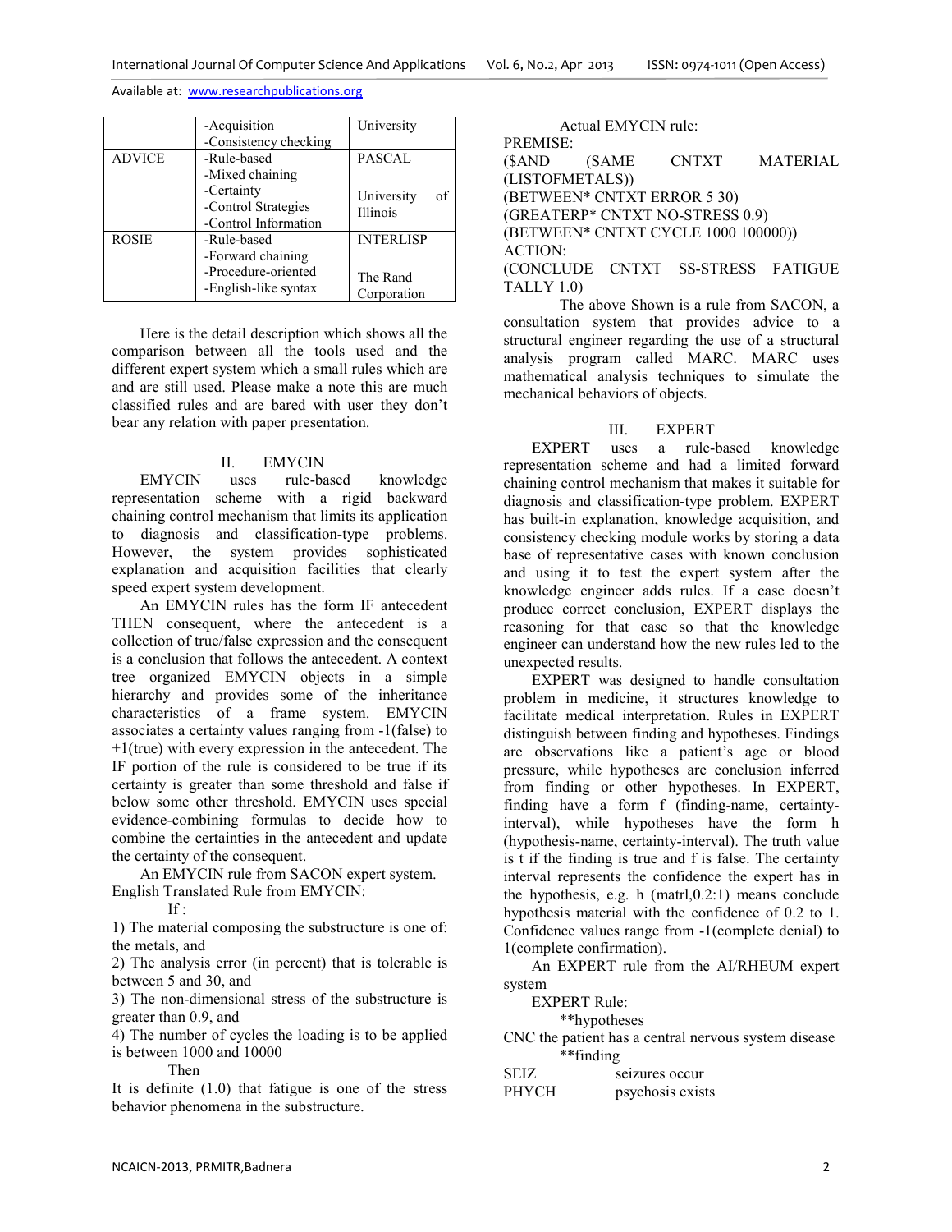|  | -Acquisition<br>-Consistency checking | University |
|---|---|---|
| ADVICE | -Rule-based<br>-Mixed chaining<br>-Certainty<br>-Control Strategies<br>-Control Information | PASCAL<br><br>University of Illinois |
| ROSIE | -Rule-based<br>-Forward chaining<br>-Procedure-oriented<br>-English-like syntax | INTERLISP<br><br>The Rand Corporation |

Here is the detail description which shows all the comparison between all the tools used and the different expert system which a small rules which are and are still used. Please make a note this are much classified rules and are bared with user they don't bear any relation with paper presentation.

## II. EMYCIN

EMYCIN uses rule-based knowledge representation scheme with a rigid backward chaining control mechanism that limits its application to diagnosis and classification-type problems. However, the system provides sophisticated explanation and acquisition facilities that clearly speed expert system development.

An EMYCIN rules has the form IF antecedent THEN consequent, where the antecedent is a collection of true/false expression and the consequent is a conclusion that follows the antecedent. A context tree organized EMYCIN objects in a simple hierarchy and provides some of the inheritance characteristics of a frame system. EMYCIN associates a certainty values ranging from -1(false) to +1(true) with every expression in the antecedent. The IF portion of the rule is considered to be true if its certainty is greater than some threshold and false if below some other threshold. EMYCIN uses special evidence-combining formulas to decide how to combine the certainties in the antecedent and update the certainty of the consequent.

An EMYCIN rule from SACON expert system.

English Translated Rule from EMYCIN:

If :

1) The material composing the substructure is one of: the metals, and
2) The analysis error (in percent) that is tolerable is between 5 and 30, and
3) The non-dimensional stress of the substructure is greater than 0.9, and
4) The number of cycles the loading is to be applied is between 1000 and 10000

Then

It is definite (1.0) that fatigue is one of the stress behavior phenomena in the substructure.

Actual EMYCIN rule:

PREMISE:
($AND (SAME CNTXT MATERIAL (LISTOFMETALS))
(BETWEEN* CNTXT ERROR 5 30)
(GREATERP* CNTXT NO-STRESS 0.9)
(BETWEEN* CNTXT CYCLE 1000 100000))
ACTION:
(CONCLUDE CNTXT SS-STRESS FATIGUE TALLY 1.0)

The above Shown is a rule from SACON, a consultation system that provides advice to a structural engineer regarding the use of a structural analysis program called MARC. MARC uses mathematical analysis techniques to simulate the mechanical behaviors of objects.

## III. EXPERT

EXPERT uses a rule-based knowledge representation scheme and had a limited forward chaining control mechanism that makes it suitable for diagnosis and classification-type problem. EXPERT has built-in explanation, knowledge acquisition, and consistency checking module works by storing a data base of representative cases with known conclusion and using it to test the expert system after the knowledge engineer adds rules. If a case doesn't produce correct conclusion, EXPERT displays the reasoning for that case so that the knowledge engineer can understand how the new rules led to the unexpected results.

EXPERT was designed to handle consultation problem in medicine, it structures knowledge to facilitate medical interpretation. Rules in EXPERT distinguish between finding and hypotheses. Findings are observations like a patient's age or blood pressure, while hypotheses are conclusion inferred from finding or other hypotheses. In EXPERT, finding have a form f (finding-name, certainty-interval), while hypotheses have the form h (hypothesis-name, certainty-interval). The truth value is t if the finding is true and f is false. The certainty interval represents the confidence the expert has in the hypothesis, e.g. h (matrl,0.2:1) means conclude hypothesis material with the confidence of 0.2 to 1. Confidence values range from -1(complete denial) to 1(complete confirmation).

An EXPERT rule from the AI/RHEUM expert system

EXPERT Rule:

**hypotheses

CNC the patient has a central nervous system disease

**finding

SEIZ seizures occur

PHYCH psychosis exists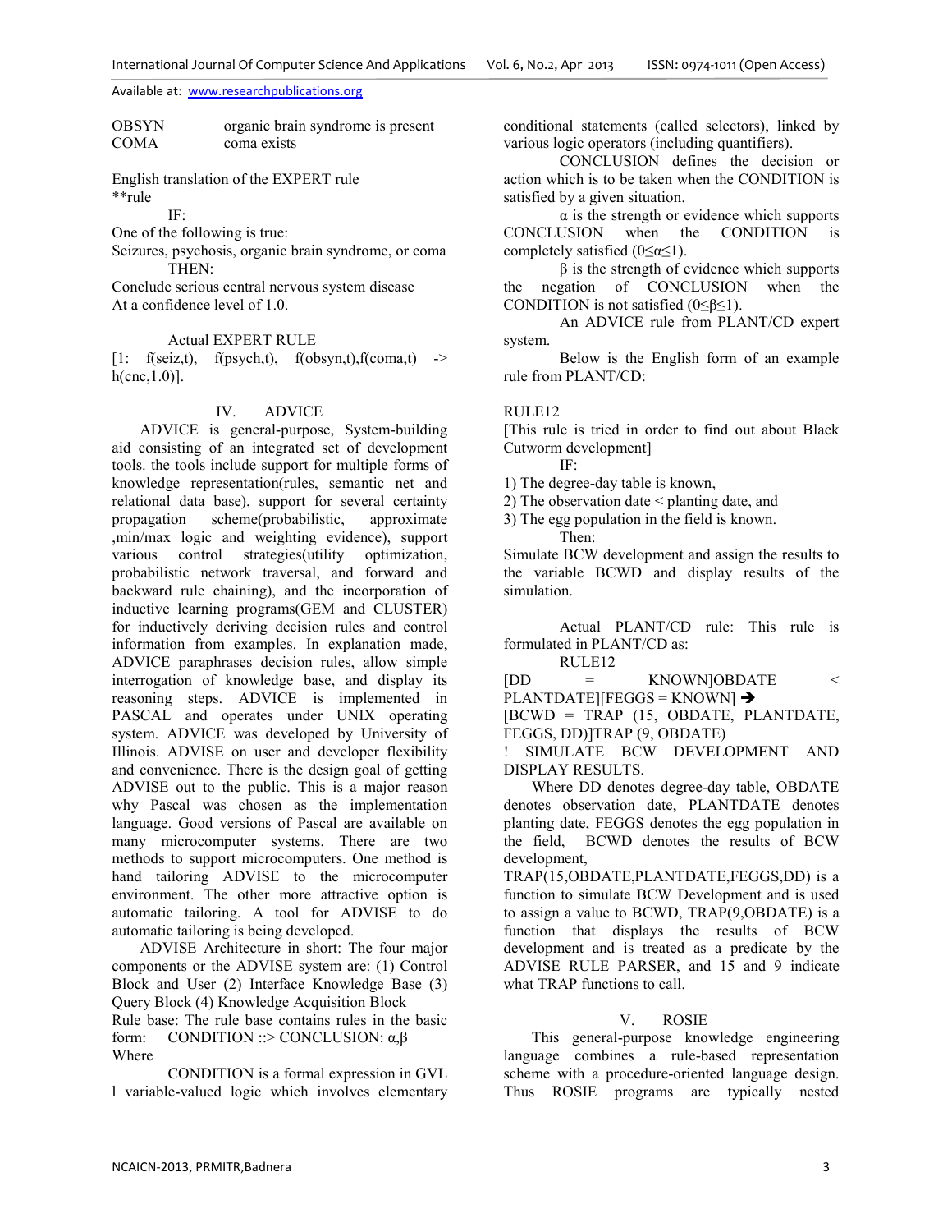| | |
|---|---|
| OBSYN | organic brain syndrome is present |
| COMA | coma exists |

English translation of the EXPERT rule
**rule

IF:

One of the following is true:
Seizures, psychosis, organic brain syndrome, or coma

THEN:

Conclude serious central nervous system disease
At a confidence level of 1.0.

Actual EXPERT RULE

[1: f(seiz,t), f(psych,t), f(obsyn,t),f(coma,t) -> h(cnc,1.0)].

## IV. ADVICE

ADVICE is general-purpose, System-building aid consisting of an integrated set of development tools. the tools include support for multiple forms of knowledge representation(rules, semantic net and relational data base), support for several certainty propagation scheme(probabilistic, approximate ,min/max logic and weighting evidence), support various control strategies(utility optimization, probabilistic network traversal, and forward and backward rule chaining), and the incorporation of inductive learning programs(GEM and CLUSTER) for inductively deriving decision rules and control information from examples. In explanation made, ADVICE paraphrases decision rules, allow simple interrogation of knowledge base, and display its reasoning steps. ADVICE is implemented in PASCAL and operates under UNIX operating system. ADVICE was developed by University of Illinois. ADVISE on user and developer flexibility and convenience. There is the design goal of getting ADVISE out to the public. This is a major reason why Pascal was chosen as the implementation language. Good versions of Pascal are available on many microcomputer systems. There are two methods to support microcomputers. One method is hand tailoring ADVISE to the microcomputer environment. The other more attractive option is automatic tailoring. A tool for ADVISE to do automatic tailoring is being developed.

ADVISE Architecture in short: The four major components or the ADVISE system are: (1) Control Block and User (2) Interface Knowledge Base (3) Query Block (4) Knowledge Acquisition Block

Rule base: The rule base contains rules in the basic form: CONDITION ::> CONCLUSION: $\alpha,\beta$

Where

CONDITION is a formal expression in GVL l variable-valued logic which involves elementary conditional statements (called selectors), linked by various logic operators (including quantifiers).

CONCLUSION defines the decision or action which is to be taken when the CONDITION is satisfied by a given situation.

$\alpha$ is the strength or evidence which supports CONCLUSION when the CONDITION is completely satisfied ($0\leq\alpha\leq1$).

$\beta$ is the strength of evidence which supports the negation of CONCLUSION when the CONDITION is not satisfied ($0\leq\beta\leq1$).

An ADVICE rule from PLANT/CD expert system.

Below is the English form of an example rule from PLANT/CD:

RULE12

[This rule is tried in order to find out about Black Cutworm development]

IF:

1) The degree-day table is known,
2) The observation date < planting date, and
3) The egg population in the field is known.

Then:

Simulate BCW development and assign the results to the variable BCWD and display results of the simulation.

Actual PLANT/CD rule: This rule is formulated in PLANT/CD as:

RULE12

[DD = KNOWN]OBDATE < PLANTDATE][FEGGS = KNOWN] ➔
[BCWD = TRAP (15, OBDATE, PLANTDATE, FEGGS, DD)]TRAP (9, OBDATE)
! SIMULATE BCW DEVELOPMENT AND DISPLAY RESULTS.

Where DD denotes degree-day table, OBDATE denotes observation date, PLANTDATE denotes planting date, FEGGS denotes the egg population in the field, BCWD denotes the results of BCW development,
TRAP(15,OBDATE,PLANTDATE,FEGGS,DD) is a function to simulate BCW Development and is used to assign a value to BCWD, TRAP(9,OBDATE) is a function that displays the results of BCW development and is treated as a predicate by the ADVISE RULE PARSER, and 15 and 9 indicate what TRAP functions to call.

## V. ROSIE

This general-purpose knowledge engineering language combines a rule-based representation scheme with a procedure-oriented language design. Thus ROSIE programs are typically nested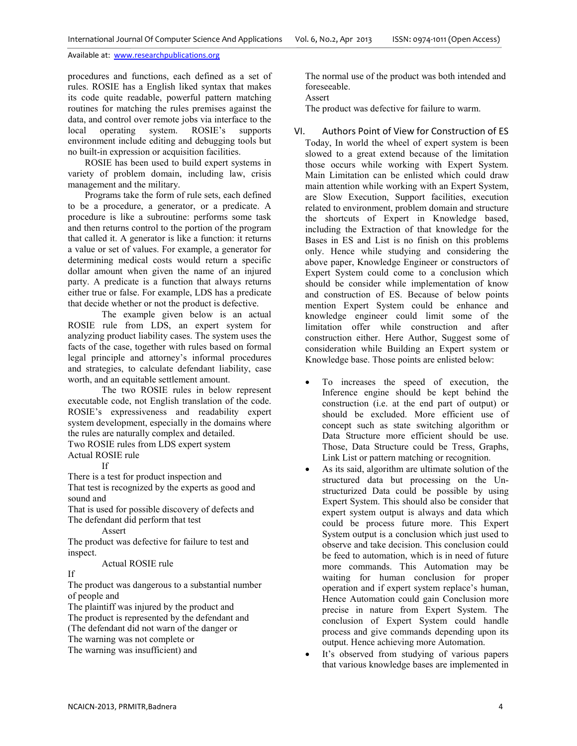procedures and functions, each defined as a set of rules. ROSIE has a English liked syntax that makes its code quite readable, powerful pattern matching routines for matching the rules premises against the data, and control over remote jobs via interface to the local operating system. ROSIE's supports environment include editing and debugging tools but no built-in expression or acquisition facilities.

ROSIE has been used to build expert systems in variety of problem domain, including law, crisis management and the military.

Programs take the form of rule sets, each defined to be a procedure, a generator, or a predicate. A procedure is like a subroutine: performs some task and then returns control to the portion of the program that called it. A generator is like a function: it returns a value or set of values. For example, a generator for determining medical costs would return a specific dollar amount when given the name of an injured party. A predicate is a function that always returns either true or false. For example, LDS has a predicate that decide whether or not the product is defective.

The example given below is an actual ROSIE rule from LDS, an expert system for analyzing product liability cases. The system uses the facts of the case, together with rules based on formal legal principle and attorney's informal procedures and strategies, to calculate defendant liability, case worth, and an equitable settlement amount.

The two ROSIE rules in below represent executable code, not English translation of the code. ROSIE's expressiveness and readability expert system development, especially in the domains where the rules are naturally complex and detailed.

Two ROSIE rules from LDS expert system

Actual ROSIE rule

If

There is a test for product inspection and

That test is recognized by the experts as good and sound and

That is used for possible discovery of defects and

The defendant did perform that test

Assert

The product was defective for failure to test and inspect.

Actual ROSIE rule

If

The product was dangerous to a substantial number of people and

The plaintiff was injured by the product and

The product is represented by the defendant and

(The defendant did not warn of the danger or

The warning was not complete or

The warning was insufficient) and

The normal use of the product was both intended and foreseeable.

Assert

The product was defective for failure to warm.

## VI. Authors Point of View for Construction of ES

Today, In world the wheel of expert system is been slowed to a great extend because of the limitation those occurs while working with Expert System. Main Limitation can be enlisted which could draw main attention while working with an Expert System, are Slow Execution, Support facilities, execution related to environment, problem domain and structure the shortcuts of Expert in Knowledge based, including the Extraction of that knowledge for the Bases in ES and List is no finish on this problems only. Hence while studying and considering the above paper, Knowledge Engineer or constructors of Expert System could come to a conclusion which should be consider while implementation of know and construction of ES. Because of below points mention Expert System could be enhance and knowledge engineer could limit some of the limitation offer while construction and after construction either. Here Author, Suggest some of consideration while Building an Expert system or Knowledge base. Those points are enlisted below:

- To increases the speed of execution, the Inference engine should be kept behind the construction (i.e. at the end part of output) or should be excluded. More efficient use of concept such as state switching algorithm or Data Structure more efficient should be use. Those, Data Structure could be Tress, Graphs, Link List or pattern matching or recognition.
- As its said, algorithm are ultimate solution of the structured data but processing on the Un-structurized Data could be possible by using Expert System. This should also be consider that expert system output is always and data which could be process future more. This Expert System output is a conclusion which just used to observe and take decision. This conclusion could be feed to automation, which is in need of future more commands. This Automation may be waiting for human conclusion for proper operation and if expert system replace's human, Hence Automation could gain Conclusion more precise in nature from Expert System. The conclusion of Expert System could handle process and give commands depending upon its output. Hence achieving more Automation.
- It's observed from studying of various papers that various knowledge bases are implemented in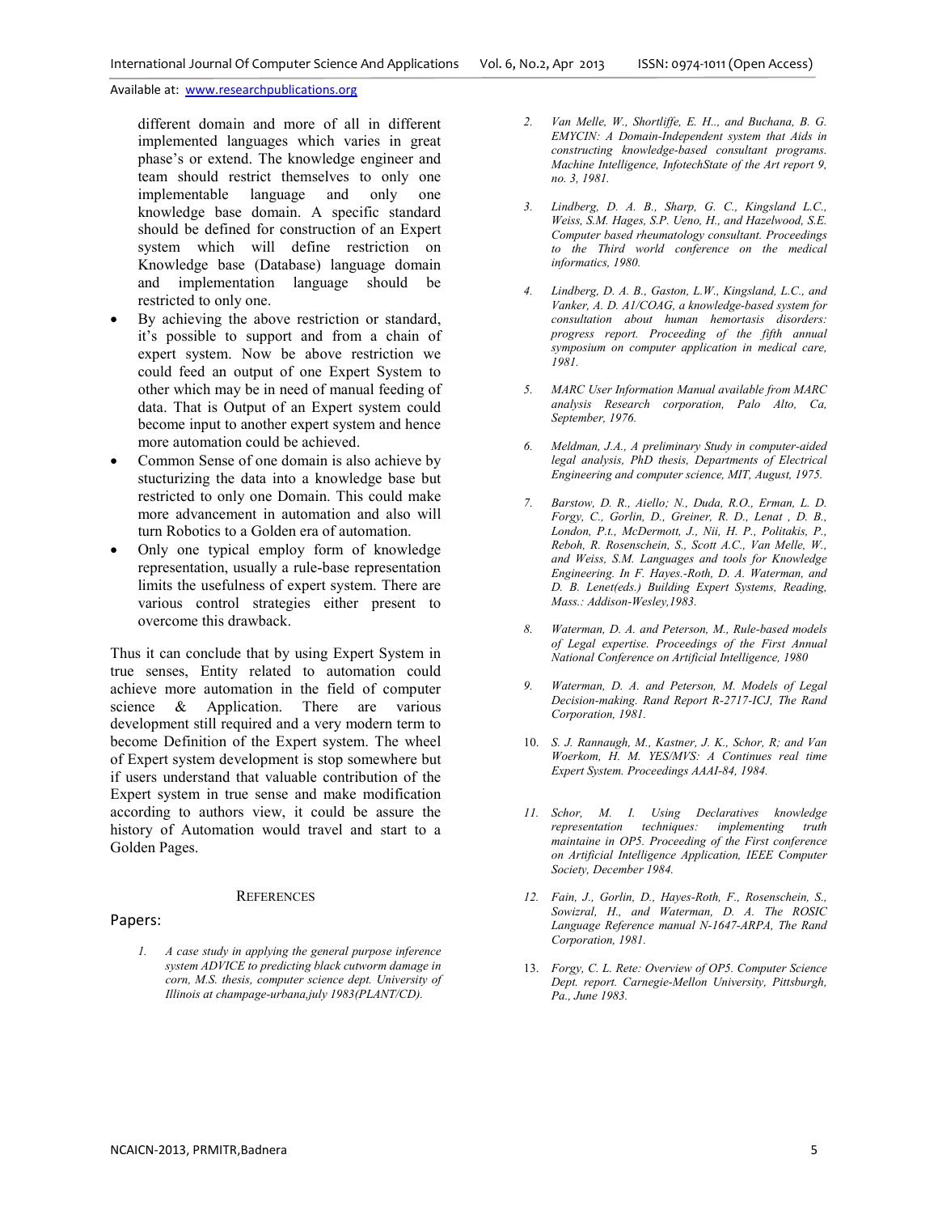different domain and more of all in different implemented languages which varies in great phase's or extend. The knowledge engineer and team should restrict themselves to only one implementable language and only one knowledge base domain. A specific standard should be defined for construction of an Expert system which will define restriction on Knowledge base (Database) language domain and implementation language should be restricted to only one.

- By achieving the above restriction or standard, it's possible to support and from a chain of expert system. Now be above restriction we could feed an output of one Expert System to other which may be in need of manual feeding of data. That is Output of an Expert system could become input to another expert system and hence more automation could be achieved.
- Common Sense of one domain is also achieve by stucturizing the data into a knowledge base but restricted to only one Domain. This could make more advancement in automation and also will turn Robotics to a Golden era of automation.
- Only one typical employ form of knowledge representation, usually a rule-base representation limits the usefulness of expert system. There are various control strategies either present to overcome this drawback.

Thus it can conclude that by using Expert System in true senses, Entity related to automation could achieve more automation in the field of computer science & Application. There are various development still required and a very modern term to become Definition of the Expert system. The wheel of Expert system development is stop somewhere but if users understand that valuable contribution of the Expert system in true sense and make modification according to authors view, it could be assure the history of Automation would travel and start to a Golden Pages.

## REFERENCES

### Papers:

1. *A case study in applying the general purpose inference system ADVICE to predicting black cutworm damage in corn, M.S. thesis, computer science dept. University of Illinois at champage-urbana,july 1983(PLANT/CD).*
2. *Van Melle, W., Shortliffe, E. H.., and Buchana, B. G. EMYCIN: A Domain-Independent system that Aids in constructing knowledge-based consultant programs. Machine Intelligence, InfotechState of the Art report 9, no. 3, 1981.*
3. *Lindberg, D. A. B., Sharp, G. C., Kingsland L.C., Weiss, S.M. Hages, S.P. Ueno, H., and Hazelwood, S.E. Computer based rheumatology consultant. Proceedings to the Third world conference on the medical informatics, 1980.*
4. *Lindberg, D. A. B., Gaston, L.W., Kingsland, L.C., and Vanker, A. D. A1/COAG, a knowledge-based system for consultation about human hemortasis disorders: progress report. Proceeding of the fifth annual symposium on computer application in medical care, 1981.*
5. *MARC User Information Manual available from MARC analysis Research corporation, Palo Alto, Ca, September, 1976.*
6. *Meldman, J.A., A preliminary Study in computer-aided legal analysis, PhD thesis, Departments of Electrical Engineering and computer science, MIT, August, 1975.*
7. *Barstow, D. R., Aiello; N., Duda, R.O., Erman, L. D. Forgy, C., Gorlin, D., Greiner, R. D., Lenat , D. B., London, P.t., McDermott, J., Nii, H. P., Politakis, P., Reboh, R. Rosenschein, S., Scott A.C., Van Melle, W., and Weiss, S.M. Languages and tools for Knowledge Engineering. In F. Hayes.-Roth, D. A. Waterman, and D. B. Lenet(eds.) Building Expert Systems, Reading, Mass.: Addison-Wesley,1983.*
8. *Waterman, D. A. and Peterson, M., Rule-based models of Legal expertise. Proceedings of the First Annual National Conference on Artificial Intelligence, 1980*
9. *Waterman, D. A. and Peterson, M. Models of Legal Decision-making. Rand Report R-2717-ICJ, The Rand Corporation, 1981.*
10. *S. J. Rannaugh, M., Kastner, J. K., Schor, R; and Van Woerkom, H. M. YES/MVS: A Continues real time Expert System. Proceedings AAAI-84, 1984.*
11. *Schor, M. I. Using Declaratives knowledge representation techniques: implementing truth maintaine in OP5. Proceeding of the First conference on Artificial Intelligence Application, IEEE Computer Society, December 1984.*
12. *Fain, J., Gorlin, D., Hayes-Roth, F., Rosenschein, S., Sowizral, H., and Waterman, D. A. The ROSIC Language Reference manual N-1647-ARPA, The Rand Corporation, 1981.*
13. *Forgy, C. L. Rete: Overview of OP5. Computer Science Dept. report. Carnegie-Mellon University, Pittsburgh, Pa., June 1983.*